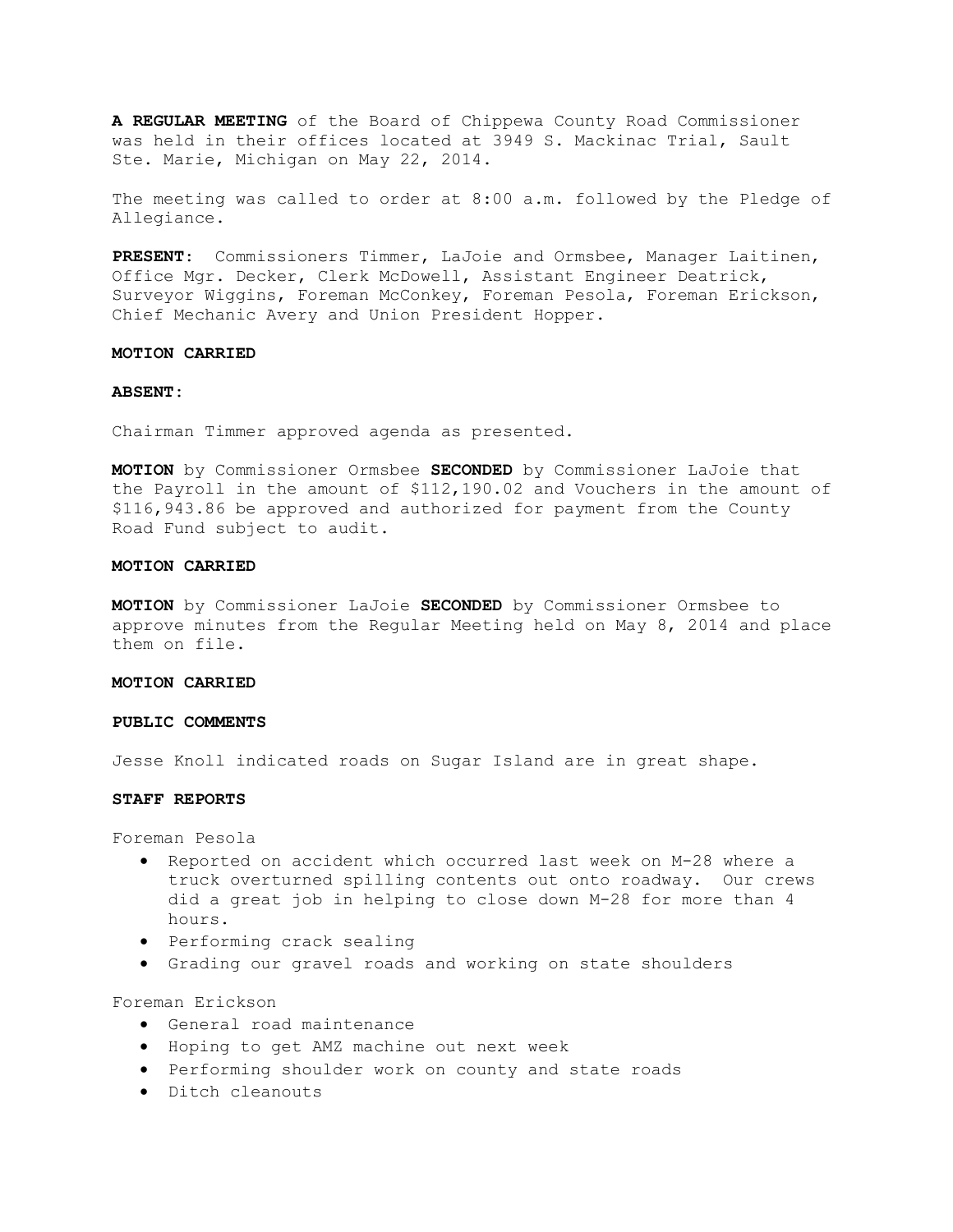**A REGULAR MEETING** of the Board of Chippewa County Road Commissioner was held in their offices located at 3949 S. Mackinac Trial, Sault Ste. Marie, Michigan on May 22, 2014.

The meeting was called to order at 8:00 a.m. followed by the Pledge of Allegiance.

**PRESENT:** Commissioners Timmer, LaJoie and Ormsbee, Manager Laitinen, Office Mgr. Decker, Clerk McDowell, Assistant Engineer Deatrick, Surveyor Wiggins, Foreman McConkey, Foreman Pesola, Foreman Erickson, Chief Mechanic Avery and Union President Hopper.

**MOTION CARRIED**

**ABSENT:**

Chairman Timmer approved agenda as presented.

**MOTION** by Commissioner Ormsbee **SECONDED** by Commissioner LaJoie that the Payroll in the amount of $112,190.02 and Vouchers in the amount of $116,943.86 be approved and authorized for payment from the County Road Fund subject to audit.

**MOTION CARRIED**

**MOTION** by Commissioner LaJoie **SECONDED** by Commissioner Ormsbee to approve minutes from the Regular Meeting held on May 8, 2014 and place them on file.

**MOTION CARRIED**

**PUBLIC COMMENTS**

Jesse Knoll indicated roads on Sugar Island are in great shape.

**STAFF REPORTS**

Foreman Pesola

- Reported on accident which occurred last week on M-28 where a truck overturned spilling contents out onto roadway. Our crews did a great job in helping to close down M-28 for more than 4 hours.
- Performing crack sealing
- Grading our gravel roads and working on state shoulders

Foreman Erickson

- General road maintenance
- Hoping to get AMZ machine out next week
- Performing shoulder work on county and state roads
- Ditch cleanouts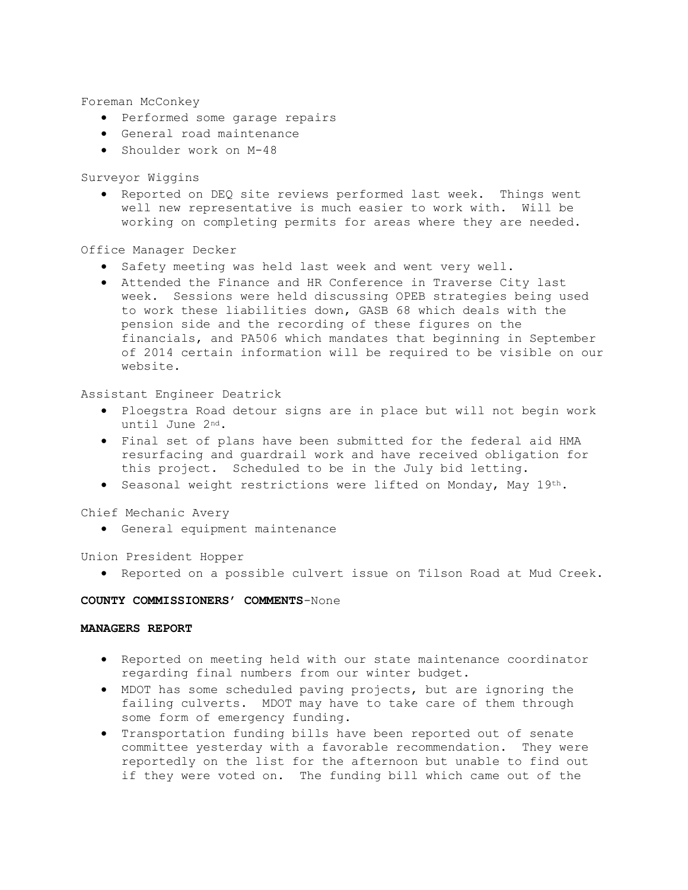Foreman McConkey

- Performed some garage repairs
- General road maintenance
- Shoulder work on M-48

Surveyor Wiggins

- Reported on DEQ site reviews performed last week. Things went well new representative is much easier to work with. Will be working on completing permits for areas where they are needed.

Office Manager Decker

- Safety meeting was held last week and went very well.
- Attended the Finance and HR Conference in Traverse City last week. Sessions were held discussing OPEB strategies being used to work these liabilities down, GASB 68 which deals with the pension side and the recording of these figures on the financials, and PA506 which mandates that beginning in September of 2014 certain information will be required to be visible on our website.

Assistant Engineer Deatrick

- Ploegstra Road detour signs are in place but will not begin work until June 2nd.
- Final set of plans have been submitted for the federal aid HMA resurfacing and guardrail work and have received obligation for this project. Scheduled to be in the July bid letting.
- Seasonal weight restrictions were lifted on Monday, May 19th.

Chief Mechanic Avery

- General equipment maintenance

Union President Hopper

- Reported on a possible culvert issue on Tilson Road at Mud Creek.

**COUNTY COMMISSIONERS' COMMENTS**-None

**MANAGERS REPORT**

- Reported on meeting held with our state maintenance coordinator regarding final numbers from our winter budget.
- MDOT has some scheduled paving projects, but are ignoring the failing culverts. MDOT may have to take care of them through some form of emergency funding.
- Transportation funding bills have been reported out of senate committee yesterday with a favorable recommendation. They were reportedly on the list for the afternoon but unable to find out if they were voted on. The funding bill which came out of the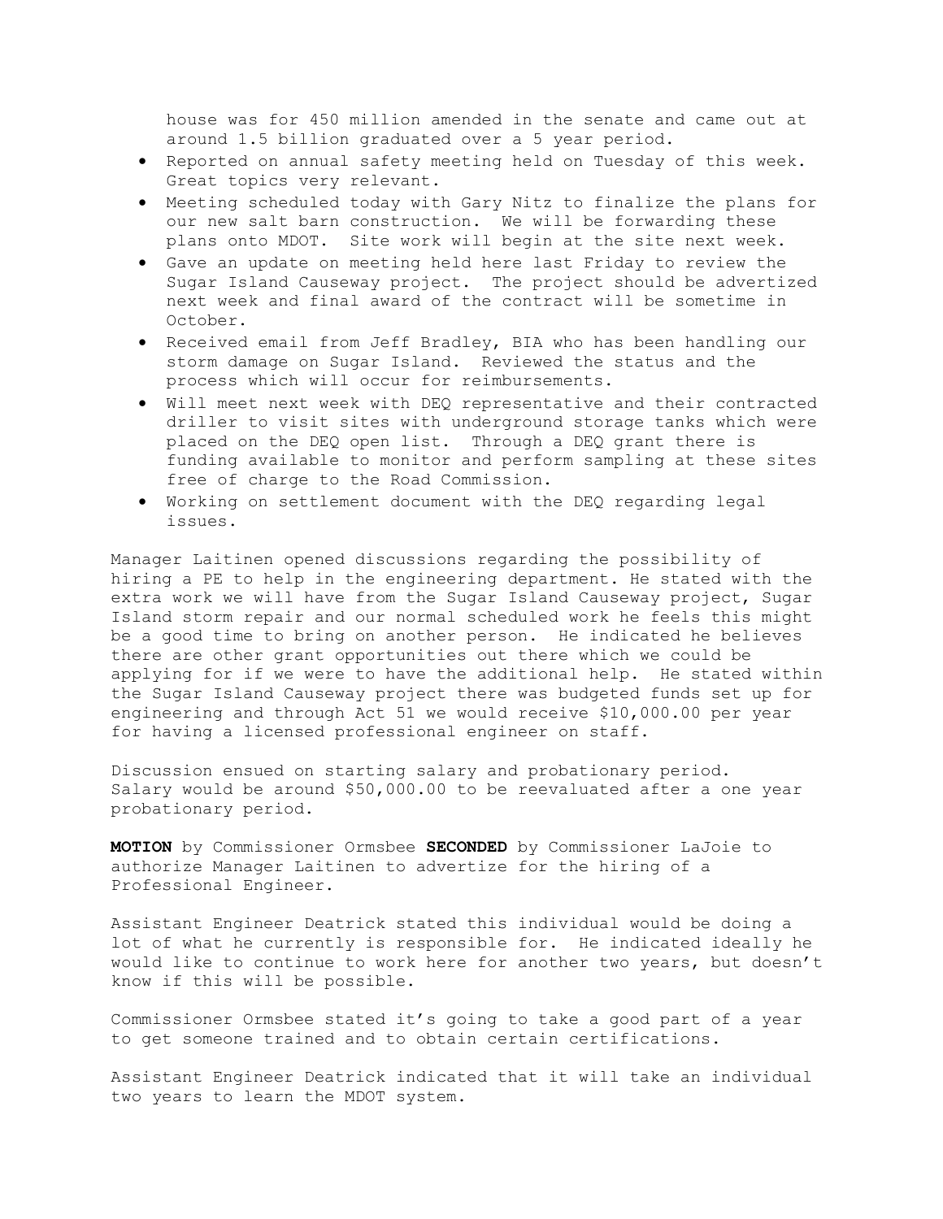house was for 450 million amended in the senate and came out at around 1.5 billion graduated over a 5 year period.

- Reported on annual safety meeting held on Tuesday of this week. Great topics very relevant.
- Meeting scheduled today with Gary Nitz to finalize the plans for our new salt barn construction. We will be forwarding these plans onto MDOT. Site work will begin at the site next week.
- Gave an update on meeting held here last Friday to review the Sugar Island Causeway project. The project should be advertized next week and final award of the contract will be sometime in October.
- Received email from Jeff Bradley, BIA who has been handling our storm damage on Sugar Island. Reviewed the status and the process which will occur for reimbursements.
- Will meet next week with DEQ representative and their contracted driller to visit sites with underground storage tanks which were placed on the DEQ open list. Through a DEQ grant there is funding available to monitor and perform sampling at these sites free of charge to the Road Commission.
- Working on settlement document with the DEQ regarding legal issues.

Manager Laitinen opened discussions regarding the possibility of hiring a PE to help in the engineering department. He stated with the extra work we will have from the Sugar Island Causeway project, Sugar Island storm repair and our normal scheduled work he feels this might be a good time to bring on another person. He indicated he believes there are other grant opportunities out there which we could be applying for if we were to have the additional help. He stated within the Sugar Island Causeway project there was budgeted funds set up for engineering and through Act 51 we would receive $10,000.00 per year for having a licensed professional engineer on staff.

Discussion ensued on starting salary and probationary period. Salary would be around $50,000.00 to be reevaluated after a one year probationary period.

**MOTION** by Commissioner Ormsbee **SECONDED** by Commissioner LaJoie to authorize Manager Laitinen to advertize for the hiring of a Professional Engineer.

Assistant Engineer Deatrick stated this individual would be doing a lot of what he currently is responsible for. He indicated ideally he would like to continue to work here for another two years, but doesn't know if this will be possible.

Commissioner Ormsbee stated it's going to take a good part of a year to get someone trained and to obtain certain certifications.

Assistant Engineer Deatrick indicated that it will take an individual two years to learn the MDOT system.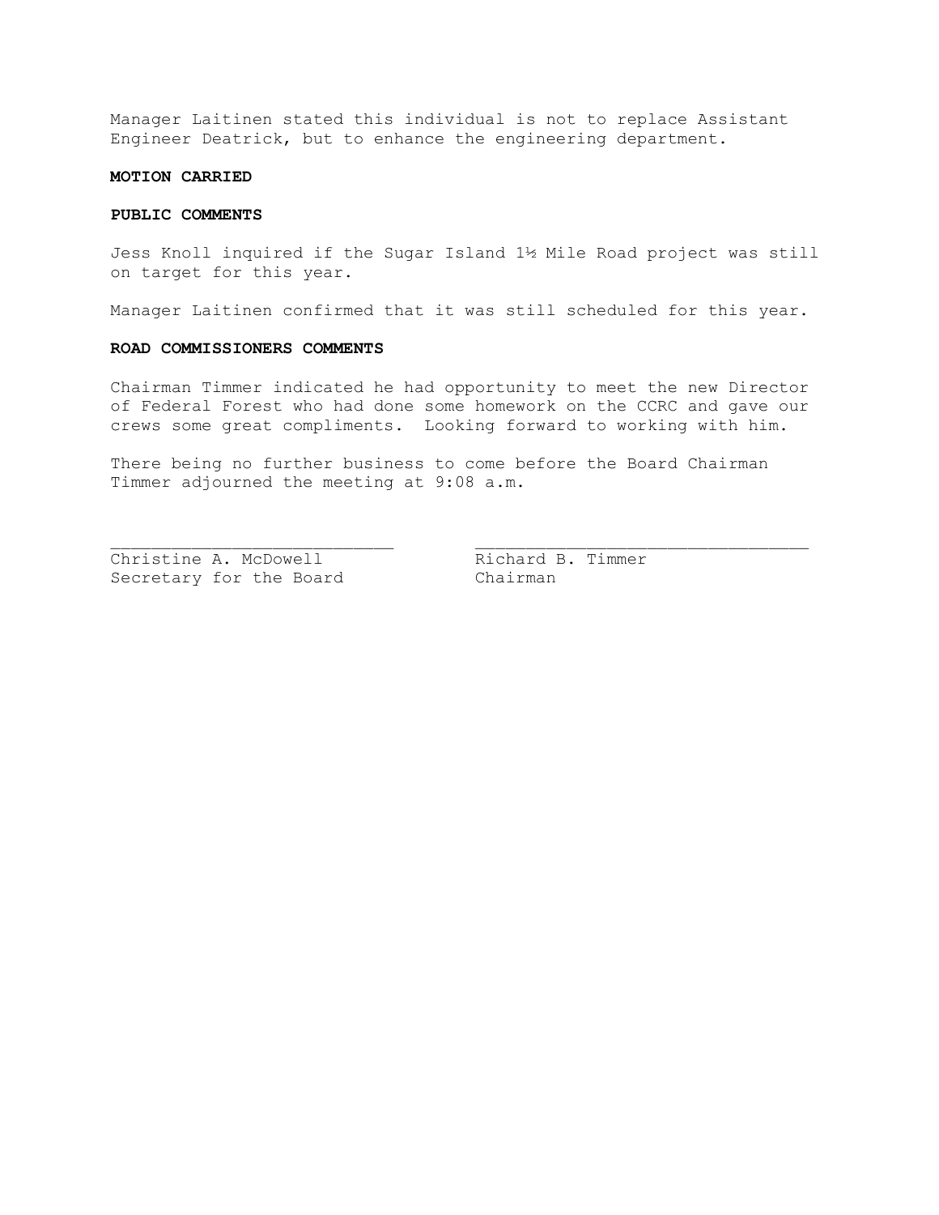Manager Laitinen stated this individual is not to replace Assistant Engineer Deatrick, but to enhance the engineering department.

**MOTION CARRIED**

**PUBLIC COMMENTS**

Jess Knoll inquired if the Sugar Island 1½ Mile Road project was still on target for this year.

Manager Laitinen confirmed that it was still scheduled for this year.

**ROAD COMMISSIONERS COMMENTS**

Chairman Timmer indicated he had opportunity to meet the new Director of Federal Forest who had done some homework on the CCRC and gave our crews some great compliments. Looking forward to working with him.

There being no further business to come before the Board Chairman Timmer adjourned the meeting at 9:08 a.m.

| | |
|---|---|
| ____________________________ | ____________________________ |
| Christine A. McDowell | Richard B. Timmer |
| Secretary for the Board | Chairman |